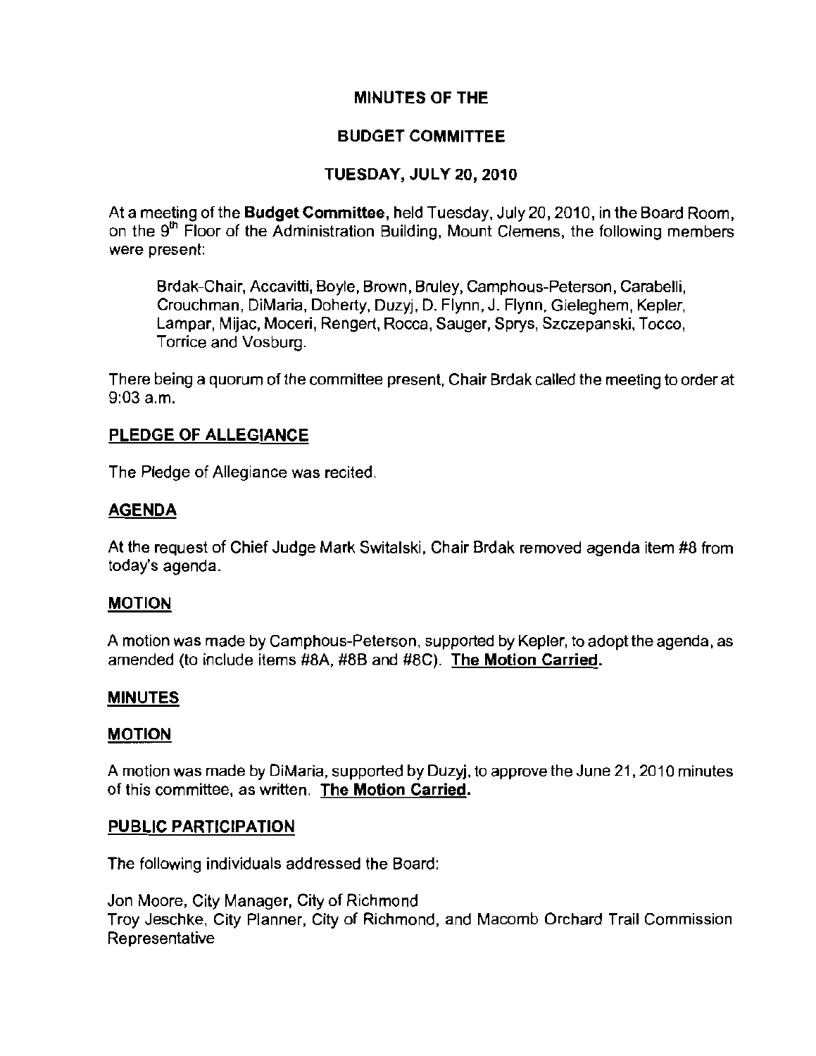# MINUTES OF THE

# BUDGET COMMITTEE

# TUESDAY, JULY 20, 2010

At a meeting of the **Budget Committee**, held Tuesday, July 20, 2010, in the Board Room, on the 9th Floor of the Administration Building, Mount Clemens, the following members were present:

> Brdak-Chair, Accavitti, Boyle, Brown, Bruley, Camphous-Peterson, Carabelli, Crouchman, DiMaria, Doherty, Duzyj, D. Flynn, J. Flynn, Gieleghem, Kepler, Lampar, Mijac, Moceri, Rengert, Rocca, Sauger, Sprys, Szczepanski, Tocco, Torrice and Vosburg.

There being a quorum of the committee present, Chair Brdak called the meeting to order at 9:03 a.m.

## PLEDGE OF ALLEGIANCE

The Pledge of Allegiance was recited.

## AGENDA

At the request of Chief Judge Mark Switalski, Chair Brdak removed agenda item #8 from today's agenda.

## MOTION

A motion was made by Camphous-Peterson, supported by Kepler, to adopt the agenda, as amended (to include items #8A, #8B and #8C). **The Motion Carried.**

## MINUTES

## MOTION

A motion was made by DiMaria, supported by Duzyj, to approve the June 21, 2010 minutes of this committee, as written. **The Motion Carried.**

## PUBLIC PARTICIPATION

The following individuals addressed the Board:

Jon Moore, City Manager, City of Richmond
Troy Jeschke, City Planner, City of Richmond, and Macomb Orchard Trail Commission Representative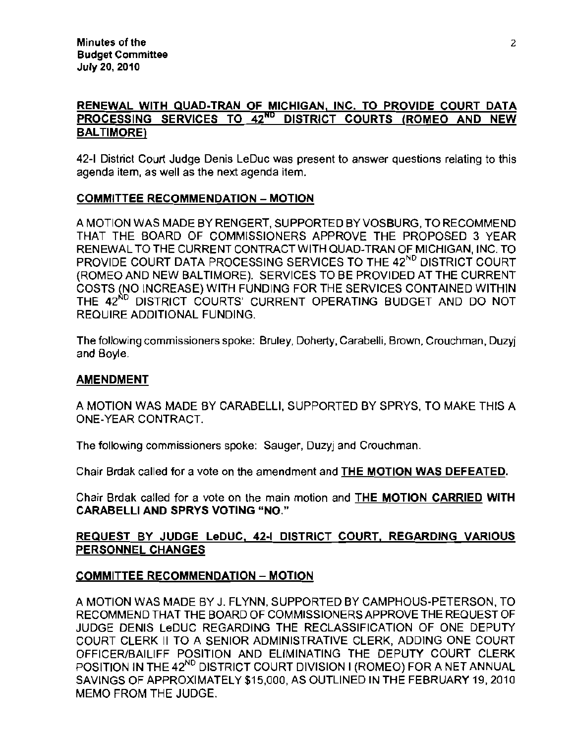## RENEWAL WITH QUAD-TRAN OF MICHIGAN, INC. TO PROVIDE COURT DATA PROCESSING SERVICES TO 42$^{ND}$ DISTRICT COURTS (ROMEO AND NEW BALTIMORE)

42-I District Court Judge Denis LeDuc was present to answer questions relating to this agenda item, as well as the next agenda item.

### COMMITTEE RECOMMENDATION – MOTION

A MOTION WAS MADE BY RENGERT, SUPPORTED BY VOSBURG, TO RECOMMEND THAT THE BOARD OF COMMISSIONERS APPROVE THE PROPOSED 3 YEAR RENEWAL TO THE CURRENT CONTRACT WITH QUAD-TRAN OF MICHIGAN, INC. TO PROVIDE COURT DATA PROCESSING SERVICES TO THE 42$^{ND}$ DISTRICT COURT (ROMEO AND NEW BALTIMORE). SERVICES TO BE PROVIDED AT THE CURRENT COSTS (NO INCREASE) WITH FUNDING FOR THE SERVICES CONTAINED WITHIN THE 42$^{ND}$ DISTRICT COURTS' CURRENT OPERATING BUDGET AND DO NOT REQUIRE ADDITIONAL FUNDING.

The following commissioners spoke: Bruley, Doherty, Carabelli, Brown, Crouchman, Duzyj and Boyle.

### AMENDMENT

A MOTION WAS MADE BY CARABELLI, SUPPORTED BY SPRYS, TO MAKE THIS A ONE-YEAR CONTRACT.

The following commissioners spoke: Sauger, Duzyj and Crouchman.

Chair Brdak called for a vote on the amendment and **THE MOTION WAS DEFEATED.**

Chair Brdak called for a vote on the main motion and **THE MOTION CARRIED WITH CARABELLI AND SPRYS VOTING "NO."**

## REQUEST BY JUDGE LeDUC, 42-I DISTRICT COURT, REGARDING VARIOUS PERSONNEL CHANGES

### COMMITTEE RECOMMENDATION – MOTION

A MOTION WAS MADE BY J. FLYNN, SUPPORTED BY CAMPHOUS-PETERSON, TO RECOMMEND THAT THE BOARD OF COMMISSIONERS APPROVE THE REQUEST OF JUDGE DENIS LeDUC REGARDING THE RECLASSIFICATION OF ONE DEPUTY COURT CLERK II TO A SENIOR ADMINISTRATIVE CLERK, ADDING ONE COURT OFFICER/BAILIFF POSITION AND ELIMINATING THE DEPUTY COURT CLERK POSITION IN THE 42$^{ND}$ DISTRICT COURT DIVISION I (ROMEO) FOR A NET ANNUAL SAVINGS OF APPROXIMATELY $15,000, AS OUTLINED IN THE FEBRUARY 19, 2010 MEMO FROM THE JUDGE.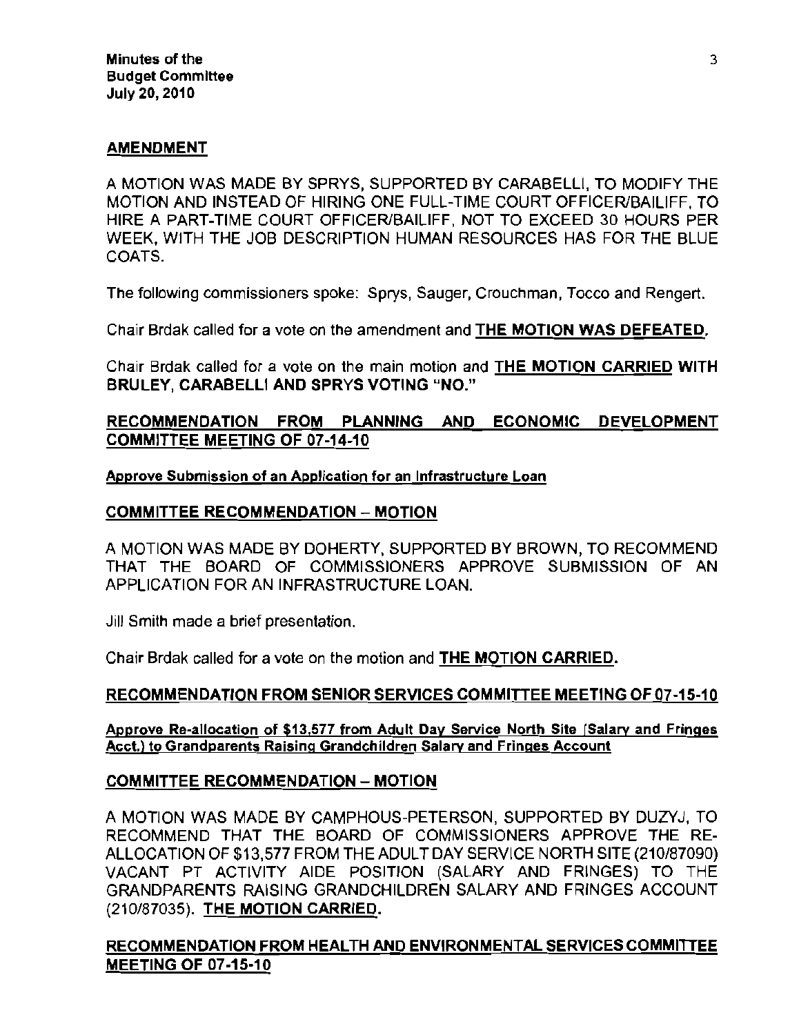## AMENDMENT

A MOTION WAS MADE BY SPRYS, SUPPORTED BY CARABELLI, TO MODIFY THE MOTION AND INSTEAD OF HIRING ONE FULL-TIME COURT OFFICER/BAILIFF, TO HIRE A PART-TIME COURT OFFICER/BAILIFF, NOT TO EXCEED 30 HOURS PER WEEK, WITH THE JOB DESCRIPTION HUMAN RESOURCES HAS FOR THE BLUE COATS.

The following commissioners spoke: Sprys, Sauger, Crouchman, Tocco and Rengert.

Chair Brdak called for a vote on the amendment and **THE MOTION WAS DEFEATED.**

Chair Brdak called for a vote on the main motion and **THE MOTION CARRIED WITH BRULEY, CARABELLI AND SPRYS VOTING "NO."**

## RECOMMENDATION FROM PLANNING AND ECONOMIC DEVELOPMENT COMMITTEE MEETING OF 07-14-10

**Approve Submission of an Application for an Infrastructure Loan**

### COMMITTEE RECOMMENDATION – MOTION

A MOTION WAS MADE BY DOHERTY, SUPPORTED BY BROWN, TO RECOMMEND THAT THE BOARD OF COMMISSIONERS APPROVE SUBMISSION OF AN APPLICATION FOR AN INFRASTRUCTURE LOAN.

Jill Smith made a brief presentation.

Chair Brdak called for a vote on the motion and **THE MOTION CARRIED.**

## RECOMMENDATION FROM SENIOR SERVICES COMMITTEE MEETING OF 07-15-10

**Approve Re-allocation of $13,577 from Adult Day Service North Site (Salary and Fringes Acct.) to Grandparents Raising Grandchildren Salary and Fringes Account**

### COMMITTEE RECOMMENDATION – MOTION

A MOTION WAS MADE BY CAMPHOUS-PETERSON, SUPPORTED BY DUZYJ, TO RECOMMEND THAT THE BOARD OF COMMISSIONERS APPROVE THE RE-ALLOCATION OF $13,577 FROM THE ADULT DAY SERVICE NORTH SITE (210/87090) VACANT PT ACTIVITY AIDE POSITION (SALARY AND FRINGES) TO THE GRANDPARENTS RAISING GRANDCHILDREN SALARY AND FRINGES ACCOUNT (210/87035). **THE MOTION CARRIED.**

## RECOMMENDATION FROM HEALTH AND ENVIRONMENTAL SERVICES COMMITTEE MEETING OF 07-15-10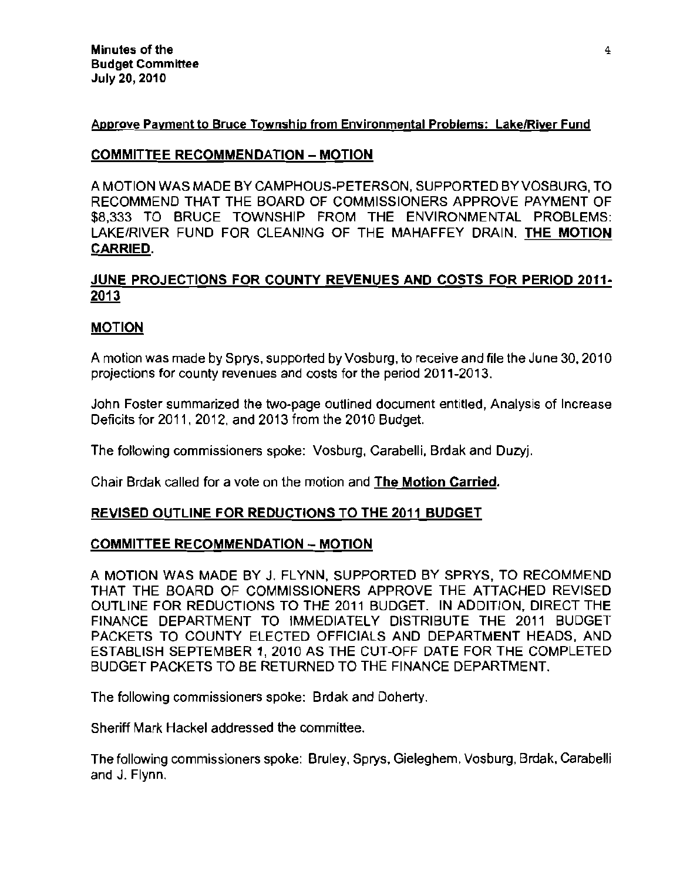**Approve Payment to Bruce Township from Environmental Problems: Lake/River Fund**

**COMMITTEE RECOMMENDATION – MOTION**

A MOTION WAS MADE BY CAMPHOUS-PETERSON, SUPPORTED BY VOSBURG, TO RECOMMEND THAT THE BOARD OF COMMISSIONERS APPROVE PAYMENT OF $8,333 TO BRUCE TOWNSHIP FROM THE ENVIRONMENTAL PROBLEMS: LAKE/RIVER FUND FOR CLEANING OF THE MAHAFFEY DRAIN. **THE MOTION CARRIED.**

**JUNE PROJECTIONS FOR COUNTY REVENUES AND COSTS FOR PERIOD 2011-2013**

**MOTION**

A motion was made by Sprys, supported by Vosburg, to receive and file the June 30, 2010 projections for county revenues and costs for the period 2011-2013.

John Foster summarized the two-page outlined document entitled, Analysis of Increase Deficits for 2011, 2012, and 2013 from the 2010 Budget.

The following commissioners spoke: Vosburg, Carabelli, Brdak and Duzyj.

Chair Brdak called for a vote on the motion and **The Motion Carried.**

**REVISED OUTLINE FOR REDUCTIONS TO THE 2011 BUDGET**

**COMMITTEE RECOMMENDATION – MOTION**

A MOTION WAS MADE BY J. FLYNN, SUPPORTED BY SPRYS, TO RECOMMEND THAT THE BOARD OF COMMISSIONERS APPROVE THE ATTACHED REVISED OUTLINE FOR REDUCTIONS TO THE 2011 BUDGET. IN ADDITION, DIRECT THE FINANCE DEPARTMENT TO IMMEDIATELY DISTRIBUTE THE 2011 BUDGET PACKETS TO COUNTY ELECTED OFFICIALS AND DEPARTMENT HEADS, AND ESTABLISH SEPTEMBER 1, 2010 AS THE CUT-OFF DATE FOR THE COMPLETED BUDGET PACKETS TO BE RETURNED TO THE FINANCE DEPARTMENT.

The following commissioners spoke: Brdak and Doherty.

Sheriff Mark Hackel addressed the committee.

The following commissioners spoke: Bruley, Sprys, Gieleghem, Vosburg, Brdak, Carabelli and J. Flynn.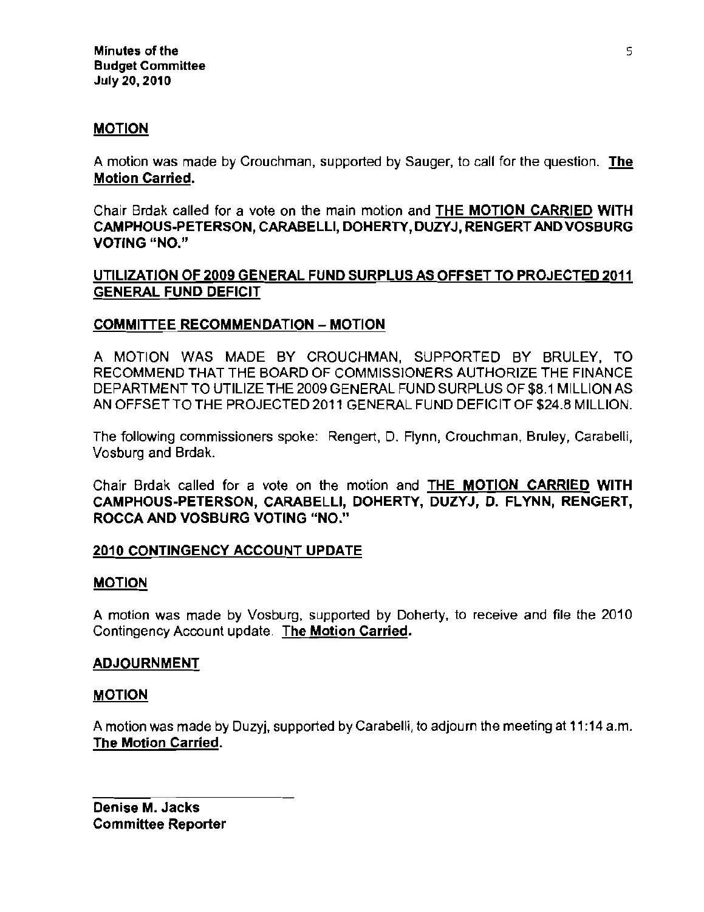**Minutes of the**
**Budget Committee**
**July 20, 2010**

**MOTION**

A motion was made by Crouchman, supported by Sauger, to call for the question. **The Motion Carried.**

Chair Brdak called for a vote on the main motion and **THE MOTION CARRIED WITH CAMPHOUS-PETERSON, CARABELLI, DOHERTY, DUZYJ, RENGERT AND VOSBURG VOTING "NO."**

**UTILIZATION OF 2009 GENERAL FUND SURPLUS AS OFFSET TO PROJECTED 2011 GENERAL FUND DEFICIT**

**COMMITTEE RECOMMENDATION – MOTION**

A MOTION WAS MADE BY CROUCHMAN, SUPPORTED BY BRULEY, TO RECOMMEND THAT THE BOARD OF COMMISSIONERS AUTHORIZE THE FINANCE DEPARTMENT TO UTILIZE THE 2009 GENERAL FUND SURPLUS OF $8.1 MILLION AS AN OFFSET TO THE PROJECTED 2011 GENERAL FUND DEFICIT OF $24.8 MILLION.

The following commissioners spoke: Rengert, D. Flynn, Crouchman, Bruley, Carabelli, Vosburg and Brdak.

Chair Brdak called for a vote on the motion and **THE MOTION CARRIED WITH CAMPHOUS-PETERSON, CARABELLI, DOHERTY, DUZYJ, D. FLYNN, RENGERT, ROCCA AND VOSBURG VOTING "NO."**

**2010 CONTINGENCY ACCOUNT UPDATE**

**MOTION**

A motion was made by Vosburg, supported by Doherty, to receive and file the 2010 Contingency Account update. **The Motion Carried.**

**ADJOURNMENT**

**MOTION**

A motion was made by Duzyj, supported by Carabelli, to adjourn the meeting at 11:14 a.m. **The Motion Carried.**

\_\_\_\_\_\_\_\_\_\_\_\_\_\_\_\_\_\_\_\_\_\_\_\_

**Denise M. Jacks**
**Committee Reporter**